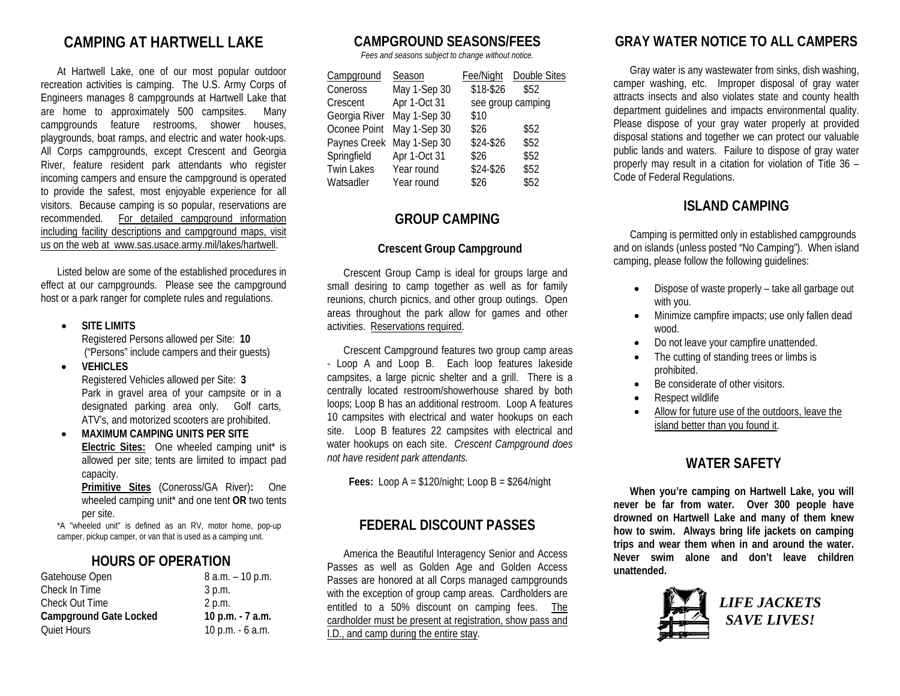# CAMPING AT HARTWELL LAKE

At Hartwell Lake, one of our most popular outdoor recreation activities is camping. The U.S. Army Corps of Engineers manages 8 campgrounds at Hartwell Lake that are home to approximately 500 campsites. Many campgrounds feature restrooms, shower houses, playgrounds, boat ramps, and electric and water hook-ups. All Corps campgrounds, except Crescent and Georgia River, feature resident park attendants who register incoming campers and ensure the campground is operated to provide the safest, most enjoyable experience for all visitors. Because camping is so popular, reservations are recommended. For detailed campground information including facility descriptions and campground maps, visit us on the web at www.sas.usace.army.mil/lakes/hartwell.

Listed below are some of the established procedures in effect at our campgrounds. Please see the campground host or a park ranger for complete rules and regulations.

- **SITE LIMITS**
  Registered Persons allowed per Site: **10**
  ("Persons" include campers and their guests)
- **VEHICLES**
  Registered Vehicles allowed per Site: **3**
  Park in gravel area of your campsite or in a designated parking area only. Golf carts, ATV's, and motorized scooters are prohibited.
- **MAXIMUM CAMPING UNITS PER SITE**
  **Electric Sites:** One wheeled camping unit* is allowed per site; tents are limited to impact pad capacity.
  **Primitive Sites** (Coneross/GA River)**:** One wheeled camping unit* and one tent **OR** two tents per site.

*A "wheeled unit" is defined as an RV, motor home, pop-up camper, pickup camper, or van that is used as a camping unit.

## HOURS OF OPERATION

| | |
|---|---|
| Gatehouse Open | 8 a.m. – 10 p.m. |
| Check In Time | 3 p.m. |
| Check Out Time | 2 p.m. |
| **Campground Gate Locked** | **10 p.m. - 7 a.m.** |
| Quiet Hours | 10 p.m. - 6 a.m. |

## CAMPGROUND SEASONS/FEES

*Fees and seasons subject to change without notice.*

| Campground | Season | Fee/Night | Double Sites |
|---|---|---|---|
| Coneross | May 1-Sep 30 | $18-$26 | $52 |
| Crescent | Apr 1-Oct 31 | see group camping | |
| Georgia River | May 1-Sep 30 | $10 | |
| Oconee Point | May 1-Sep 30 | $26 | $52 |
| Paynes Creek | May 1-Sep 30 | $24-$26 | $52 |
| Springfield | Apr 1-Oct 31 | $26 | $52 |
| Twin Lakes | Year round | $24-$26 | $52 |
| Watsadler | Year round | $26 | $52 |

## GROUP CAMPING

### Crescent Group Campground

Crescent Group Camp is ideal for groups large and small desiring to camp together as well as for family reunions, church picnics, and other group outings. Open areas throughout the park allow for games and other activities. Reservations required.

Crescent Campground features two group camp areas - Loop A and Loop B. Each loop features lakeside campsites, a large picnic shelter and a grill. There is a centrally located restroom/showerhouse shared by both loops; Loop B has an additional restroom. Loop A features 10 campsites with electrical and water hookups on each site. Loop B features 22 campsites with electrical and water hookups on each site. *Crescent Campground does not have resident park attendants.*

**Fees:** Loop A = $120/night; Loop B = $264/night

## FEDERAL DISCOUNT PASSES

America the Beautiful Interagency Senior and Access Passes as well as Golden Age and Golden Access Passes are honored at all Corps managed campgrounds with the exception of group camp areas. Cardholders are entitled to a 50% discount on camping fees. The cardholder must be present at registration, show pass and I.D., and camp during the entire stay.

## GRAY WATER NOTICE TO ALL CAMPERS

Gray water is any wastewater from sinks, dish washing, camper washing, etc. Improper disposal of gray water attracts insects and also violates state and county health department guidelines and impacts environmental quality. Please dispose of your gray water properly at provided disposal stations and together we can protect our valuable public lands and waters. Failure to dispose of gray water properly may result in a citation for violation of Title 36 – Code of Federal Regulations.

## ISLAND CAMPING

Camping is permitted only in established campgrounds and on islands (unless posted "No Camping"). When island camping, please follow the following guidelines:

- Dispose of waste properly – take all garbage out with you.
- Minimize campfire impacts; use only fallen dead wood.
- Do not leave your campfire unattended.
- The cutting of standing trees or limbs is prohibited.
- Be considerate of other visitors.
- Respect wildlife
- Allow for future use of the outdoors, leave the island better than you found it.

## WATER SAFETY

**When you're camping on Hartwell Lake, you will never be far from water. Over 300 people have drowned on Hartwell Lake and many of them knew how to swim. Always bring life jackets on camping trips and wear them when in and around the water. Never swim alone and don't leave children unattended.**

***LIFE JACKETS SAVE LIVES!***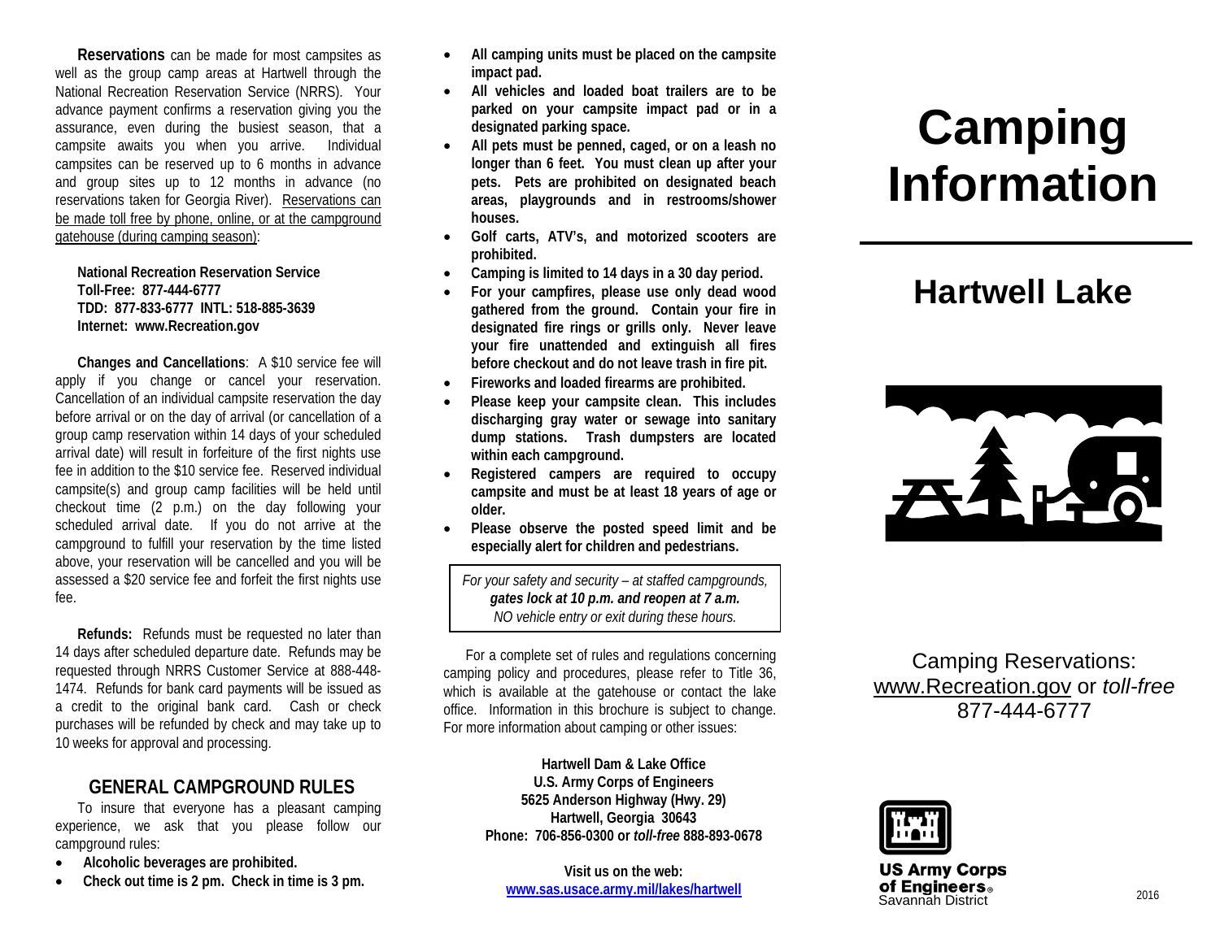**Reservations** can be made for most campsites as well as the group camp areas at Hartwell through the National Recreation Reservation Service (NRRS). Your advance payment confirms a reservation giving you the assurance, even during the busiest season, that a campsite awaits you when you arrive. Individual campsites can be reserved up to 6 months in advance and group sites up to 12 months in advance (no reservations taken for Georgia River). Reservations can be made toll free by phone, online, or at the campground gatehouse (during camping season):

**National Recreation Reservation Service**
**Toll-Free: 877-444-6777**
**TDD: 877-833-6777 INTL: 518-885-3639**
**Internet: www.Recreation.gov**

**Changes and Cancellations**: A $10 service fee will apply if you change or cancel your reservation. Cancellation of an individual campsite reservation the day before arrival or on the day of arrival (or cancellation of a group camp reservation within 14 days of your scheduled arrival date) will result in forfeiture of the first nights use fee in addition to the $10 service fee. Reserved individual campsite(s) and group camp facilities will be held until checkout time (2 p.m.) on the day following your scheduled arrival date. If you do not arrive at the campground to fulfill your reservation by the time listed above, your reservation will be cancelled and you will be assessed a $20 service fee and forfeit the first nights use fee.

**Refunds:** Refunds must be requested no later than 14 days after scheduled departure date. Refunds may be requested through NRRS Customer Service at 888-448-1474. Refunds for bank card payments will be issued as a credit to the original bank card. Cash or check purchases will be refunded by check and may take up to 10 weeks for approval and processing.

## GENERAL CAMPGROUND RULES

To insure that everyone has a pleasant camping experience, we ask that you please follow our campground rules:

- **Alcoholic beverages are prohibited.**
- **Check out time is 2 pm. Check in time is 3 pm.**
- **All camping units must be placed on the campsite impact pad.**
- **All vehicles and loaded boat trailers are to be parked on your campsite impact pad or in a designated parking space.**
- **All pets must be penned, caged, or on a leash no longer than 6 feet. You must clean up after your pets. Pets are prohibited on designated beach areas, playgrounds and in restrooms/shower houses.**
- **Golf carts, ATV's, and motorized scooters are prohibited.**
- **Camping is limited to 14 days in a 30 day period.**
- **For your campfires, please use only dead wood gathered from the ground. Contain your fire in designated fire rings or grills only. Never leave your fire unattended and extinguish all fires before checkout and do not leave trash in fire pit.**
- **Fireworks and loaded firearms are prohibited.**
- **Please keep your campsite clean. This includes discharging gray water or sewage into sanitary dump stations. Trash dumpsters are located within each campground.**
- **Registered campers are required to occupy campsite and must be at least 18 years of age or older.**
- **Please observe the posted speed limit and be especially alert for children and pedestrians.**

*For your safety and security – at staffed campgrounds,* ***gates lock at 10 p.m. and reopen at 7 a.m.*** *NO vehicle entry or exit during these hours.*

For a complete set of rules and regulations concerning camping policy and procedures, please refer to Title 36, which is available at the gatehouse or contact the lake office. Information in this brochure is subject to change. For more information about camping or other issues:

**Hartwell Dam & Lake Office**
**U.S. Army Corps of Engineers**
**5625 Anderson Highway (Hwy. 29)**
**Hartwell, Georgia 30643**
**Phone: 706-856-0300 or *toll-free* 888-893-0678**

**Visit us on the web:**
**www.sas.usace.army.mil/lakes/hartwell**

# Camping Information

## Hartwell Lake

Camping Reservations:
www.Recreation.gov or *toll-free* 877-444-6777

US Army Corps of Engineers®
Savannah District

2016